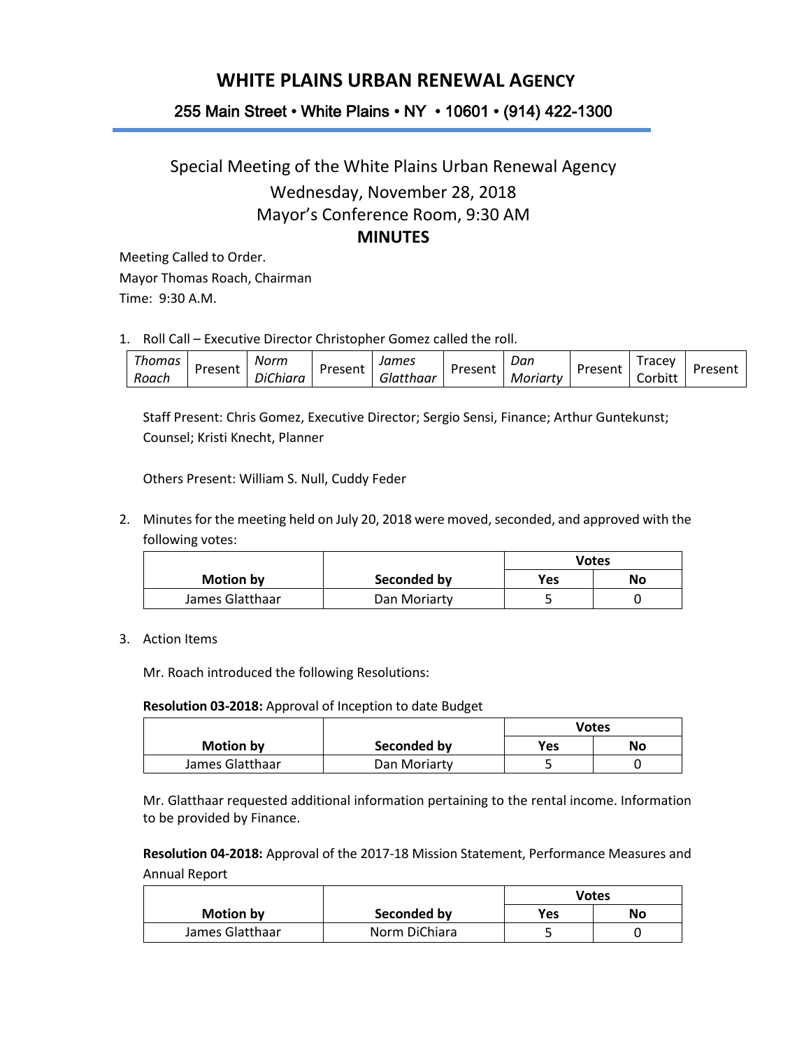# WHITE PLAINS URBAN RENEWAL AGENCY

## 255 Main Street • White Plains • NY • 10601 • (914) 422-1300

Special Meeting of the White Plains Urban Renewal Agency

Wednesday, November 28, 2018

Mayor's Conference Room, 9:30 AM

**MINUTES**

Meeting Called to Order.
Mayor Thomas Roach, Chairman
Time: 9:30 A.M.

1. Roll Call – Executive Director Christopher Gomez called the roll.

| *Thomas Roach* | Present | *Norm DiChiara* | Present | *James Glatthaar* | Present | *Dan Moriarty* | Present | Tracey Corbitt | Present |
|---|---|---|---|---|---|---|---|---|---|

Staff Present: Chris Gomez, Executive Director; Sergio Sensi, Finance; Arthur Guntekunst; Counsel; Kristi Knecht, Planner

Others Present: William S. Null, Cuddy Feder

2. Minutes for the meeting held on July 20, 2018 were moved, seconded, and approved with the following votes:

| Motion by | Seconded by | Votes | |
|---|---|---|---|
| | | **Yes** | **No** |
| James Glatthaar | Dan Moriarty | 5 | 0 |

3. Action Items

Mr. Roach introduced the following Resolutions:

**Resolution 03-2018:** Approval of Inception to date Budget

| Motion by | Seconded by | Votes | |
|---|---|---|---|
| | | **Yes** | **No** |
| James Glatthaar | Dan Moriarty | 5 | 0 |

Mr. Glatthaar requested additional information pertaining to the rental income. Information to be provided by Finance.

**Resolution 04-2018:** Approval of the 2017-18 Mission Statement, Performance Measures and Annual Report

| Motion by | Seconded by | Votes | |
|---|---|---|---|
| | | **Yes** | **No** |
| James Glatthaar | Norm DiChiara | 5 | 0 |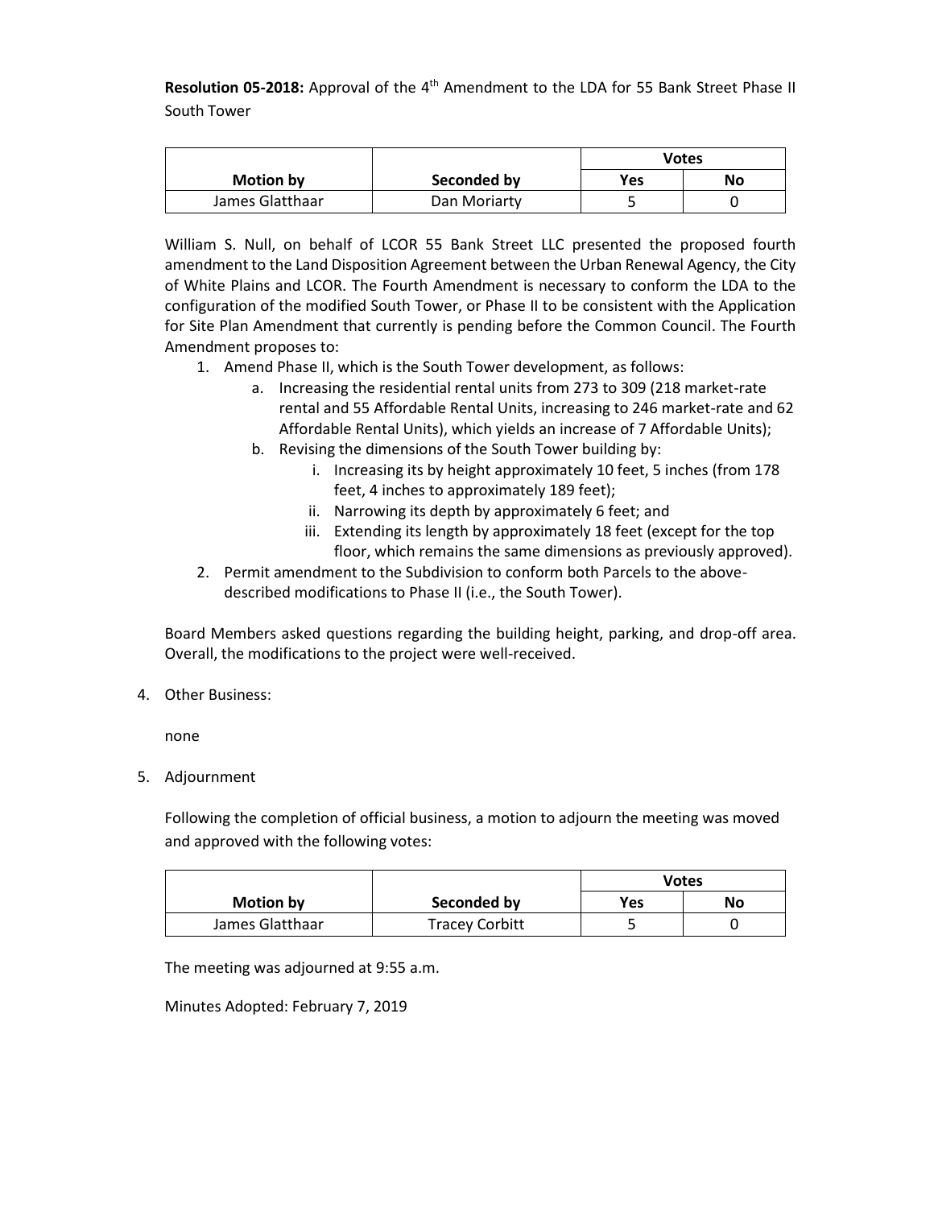**Resolution 05-2018:** Approval of the 4th Amendment to the LDA for 55 Bank Street Phase II South Tower

| Motion by | Seconded by | Votes | |
|---|---|---|---|
| | | Yes | No |
| James Glatthaar | Dan Moriarty | 5 | 0 |

William S. Null, on behalf of LCOR 55 Bank Street LLC presented the proposed fourth amendment to the Land Disposition Agreement between the Urban Renewal Agency, the City of White Plains and LCOR. The Fourth Amendment is necessary to conform the LDA to the configuration of the modified South Tower, or Phase II to be consistent with the Application for Site Plan Amendment that currently is pending before the Common Council. The Fourth Amendment proposes to:

1. Amend Phase II, which is the South Tower development, as follows:
    a. Increasing the residential rental units from 273 to 309 (218 market-rate rental and 55 Affordable Rental Units, increasing to 246 market-rate and 62 Affordable Rental Units), which yields an increase of 7 Affordable Units);
    b. Revising the dimensions of the South Tower building by:
        i. Increasing its by height approximately 10 feet, 5 inches (from 178 feet, 4 inches to approximately 189 feet);
        ii. Narrowing its depth by approximately 6 feet; and
        iii. Extending its length by approximately 18 feet (except for the top floor, which remains the same dimensions as previously approved).
2. Permit amendment to the Subdivision to conform both Parcels to the above-described modifications to Phase II (i.e., the South Tower).

Board Members asked questions regarding the building height, parking, and drop-off area. Overall, the modifications to the project were well-received.

4. Other Business:

    none

5. Adjournment

    Following the completion of official business, a motion to adjourn the meeting was moved and approved with the following votes:

| Motion by | Seconded by | Votes | |
|---|---|---|---|
| | | Yes | No |
| James Glatthaar | Tracey Corbitt | 5 | 0 |

The meeting was adjourned at 9:55 a.m.

Minutes Adopted: February 7, 2019